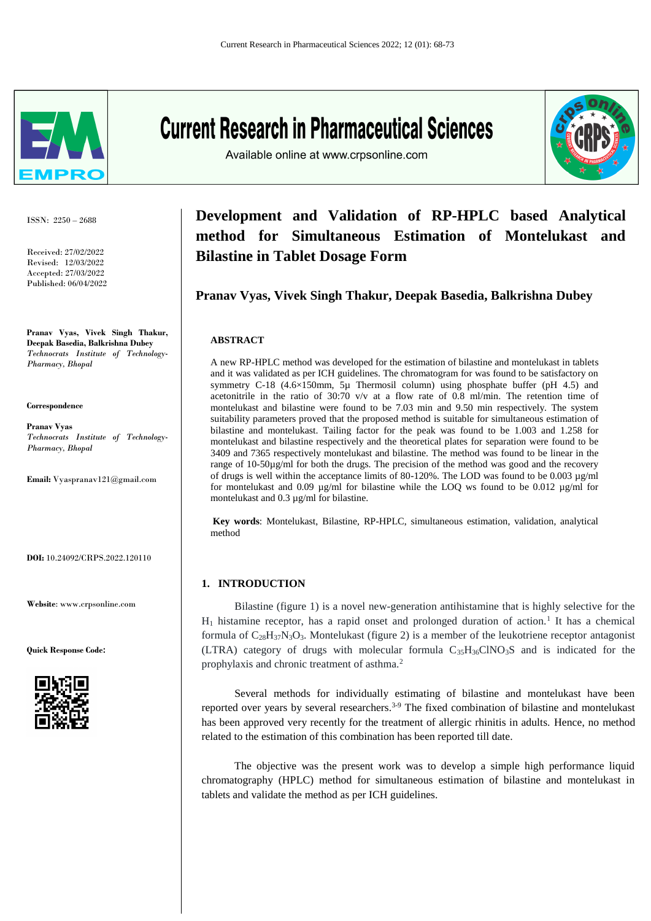# Development and Validation of RP-HPLC based Analytical method for Simultaneous Estimation of Montelukast and Bilastine in Tablet Dosage Form

**Pranav Vyas, Vivek Singh Thakur, Deepak Basedia, Balkrishna Dubey**

ISSN: 2250 – 2688

Received: 27/02/2022
Revised: 12/03/2022
Accepted: 27/03/2022
Published: 06/04/2022

**Pranav Vyas, Vivek Singh Thakur, Deepak Basedia, Balkrishna Dubey**
*Technocrats Institute of Technology-Pharmacy, Bhopal*

**Correspondence**

**Pranav Vyas**
*Technocrats Institute of Technology-Pharmacy, Bhopal*

**Email:** Vyaspranav121@gmail.com

**DOI:** 10.24092/CRPS.2022.120110

**Website**: www.crpsonline.com

**Quick Response Code:**

## ABSTRACT

A new RP-HPLC method was developed for the estimation of bilastine and montelukast in tablets and it was validated as per ICH guidelines. The chromatogram for was found to be satisfactory on symmetry C-18 (4.6×150mm, 5µ Thermosil column) using phosphate buffer (pH 4.5) and acetonitrile in the ratio of 30:70 v/v at a flow rate of 0.8 ml/min. The retention time of montelukast and bilastine were found to be 7.03 min and 9.50 min respectively. The system suitability parameters proved that the proposed method is suitable for simultaneous estimation of bilastine and montelukast. Tailing factor for the peak was found to be 1.003 and 1.258 for montelukast and bilastine respectively and the theoretical plates for separation were found to be 3409 and 7365 respectively montelukast and bilastine. The method was found to be linear in the range of 10-50µg/ml for both the drugs. The precision of the method was good and the recovery of drugs is well within the acceptance limits of 80-120%. The LOD was found to be 0.003 µg/ml for montelukast and 0.09 µg/ml for bilastine while the LOQ ws found to be 0.012 µg/ml for montelukast and 0.3 µg/ml for bilastine.

**Key words**: Montelukast, Bilastine, RP-HPLC, simultaneous estimation, validation, analytical method

## 1. INTRODUCTION

Bilastine (figure 1) is a novel new-generation antihistamine that is highly selective for the $H_1$ histamine receptor, has a rapid onset and prolonged duration of action.[1] It has a chemical formula of $C_{28}H_{37}N_3O_3$. Montelukast (figure 2) is a member of the leukotriene receptor antagonist (LTRA) category of drugs with molecular formula $C_{35}H_{36}ClNO_3S$ and is indicated for the prophylaxis and chronic treatment of asthma.[2]

Several methods for individually estimating of bilastine and montelukast have been reported over years by several researchers.[3-9] The fixed combination of bilastine and montelukast has been approved very recently for the treatment of allergic rhinitis in adults. Hence, no method related to the estimation of this combination has been reported till date.

The objective was the present work was to develop a simple high performance liquid chromatography (HPLC) method for simultaneous estimation of bilastine and montelukast in tablets and validate the method as per ICH guidelines.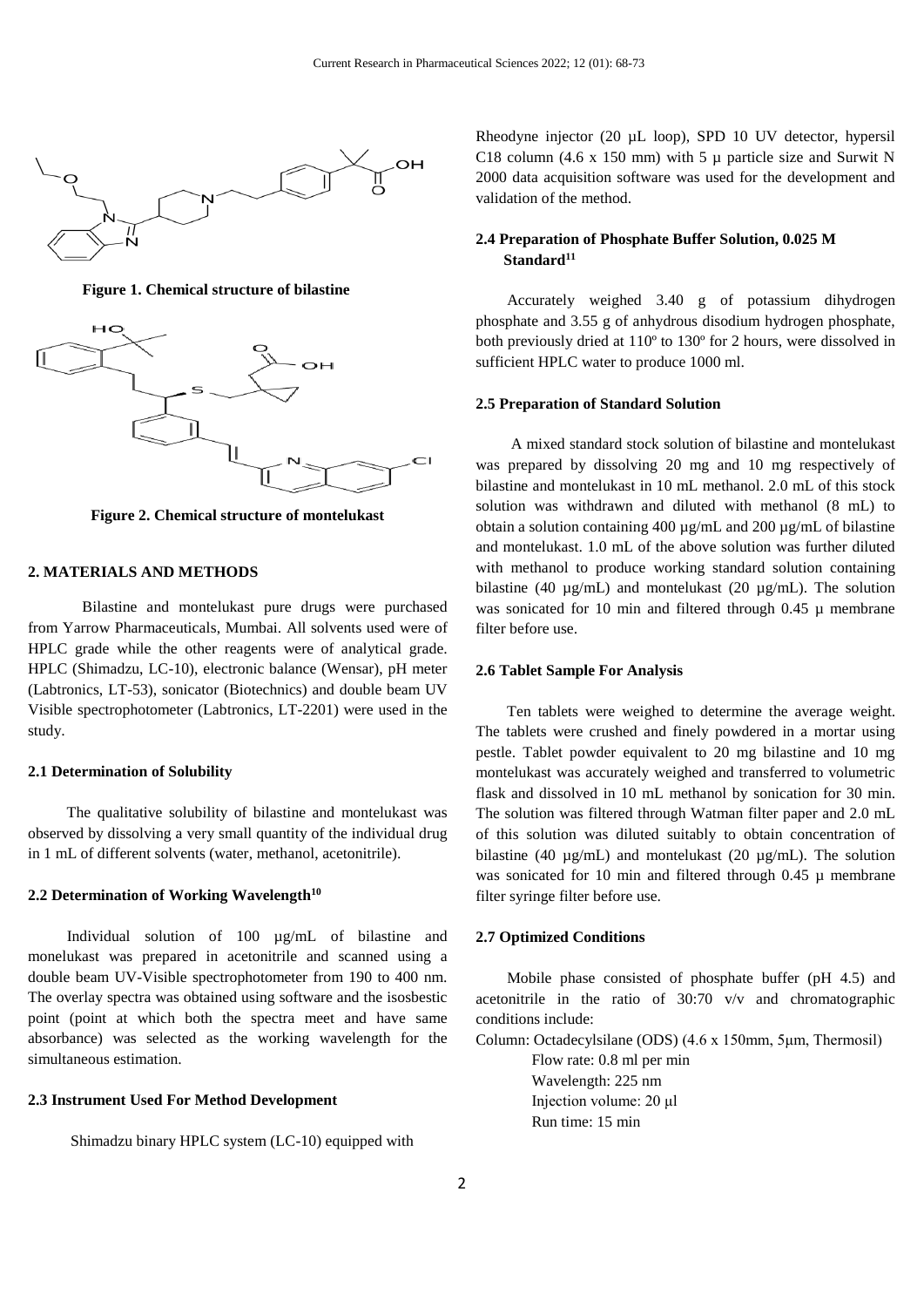**Figure 1. Chemical structure of bilastine**

**Figure 2. Chemical structure of montelukast**

## 2. MATERIALS AND METHODS

Bilastine and montelukast pure drugs were purchased from Yarrow Pharmaceuticals, Mumbai. All solvents used were of HPLC grade while the other reagents were of analytical grade. HPLC (Shimadzu, LC-10), electronic balance (Wensar), pH meter (Labtronics, LT-53), sonicator (Biotechnics) and double beam UV Visible spectrophotometer (Labtronics, LT-2201) were used in the study.

### 2.1 Determination of Solubility

The qualitative solubility of bilastine and montelukast was observed by dissolving a very small quantity of the individual drug in 1 mL of different solvents (water, methanol, acetonitrile).

### 2.2 Determination of Working Wavelength[10]

Individual solution of 100 µg/mL of bilastine and monelukast was prepared in acetonitrile and scanned using a double beam UV-Visible spectrophotometer from 190 to 400 nm. The overlay spectra was obtained using software and the isosbestic point (point at which both the spectra meet and have same absorbance) was selected as the working wavelength for the simultaneous estimation.

### 2.3 Instrument Used For Method Development

Shimadzu binary HPLC system (LC-10) equipped with Rheodyne injector (20 µL loop), SPD 10 UV detector, hypersil C18 column (4.6 x 150 mm) with 5 µ particle size and Surwit N 2000 data acquisition software was used for the development and validation of the method.

### 2.4 Preparation of Phosphate Buffer Solution, 0.025 M Standard[11]

Accurately weighed 3.40 g of potassium dihydrogen phosphate and 3.55 g of anhydrous disodium hydrogen phosphate, both previously dried at 110º to 130º for 2 hours, were dissolved in sufficient HPLC water to produce 1000 ml.

### 2.5 Preparation of Standard Solution

A mixed standard stock solution of bilastine and montelukast was prepared by dissolving 20 mg and 10 mg respectively of bilastine and montelukast in 10 mL methanol. 2.0 mL of this stock solution was withdrawn and diluted with methanol (8 mL) to obtain a solution containing 400 µg/mL and 200 µg/mL of bilastine and montelukast. 1.0 mL of the above solution was further diluted with methanol to produce working standard solution containing bilastine (40 µg/mL) and montelukast (20 µg/mL). The solution was sonicated for 10 min and filtered through 0.45 µ membrane filter before use.

### 2.6 Tablet Sample For Analysis

Ten tablets were weighed to determine the average weight. The tablets were crushed and finely powdered in a mortar using pestle. Tablet powder equivalent to 20 mg bilastine and 10 mg montelukast was accurately weighed and transferred to volumetric flask and dissolved in 10 mL methanol by sonication for 30 min. The solution was filtered through Watman filter paper and 2.0 mL of this solution was diluted suitably to obtain concentration of bilastine (40 µg/mL) and montelukast (20 µg/mL). The solution was sonicated for 10 min and filtered through 0.45 µ membrane filter syringe filter before use.

### 2.7 Optimized Conditions

Mobile phase consisted of phosphate buffer (pH 4.5) and acetonitrile in the ratio of 30:70 v/v and chromatographic conditions include:

Column: Octadecylsilane (ODS) (4.6 x 150mm, 5µm, Thermosil)
Flow rate: 0.8 ml per min
Wavelength: 225 nm
Injection volume: 20 µl
Run time: 15 min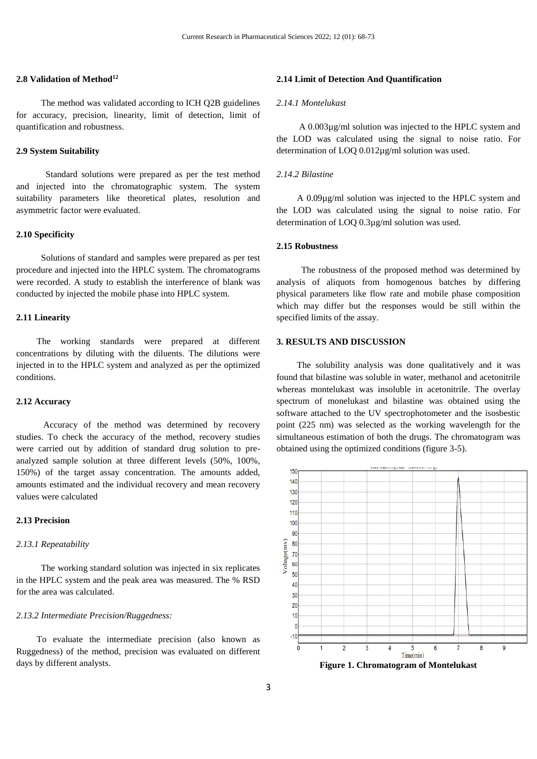## 2.8 Validation of Method[12]

The method was validated according to ICH Q2B guidelines for accuracy, precision, linearity, limit of detection, limit of quantification and robustness.

## 2.9 System Suitability

Standard solutions were prepared as per the test method and injected into the chromatographic system. The system suitability parameters like theoretical plates, resolution and asymmetric factor were evaluated.

## 2.10 Specificity

Solutions of standard and samples were prepared as per test procedure and injected into the HPLC system. The chromatograms were recorded. A study to establish the interference of blank was conducted by injected the mobile phase into HPLC system.

## 2.11 Linearity

The working standards were prepared at different concentrations by diluting with the diluents. The dilutions were injected in to the HPLC system and analyzed as per the optimized conditions.

## 2.12 Accuracy

Accuracy of the method was determined by recovery studies. To check the accuracy of the method, recovery studies were carried out by addition of standard drug solution to pre-analyzed sample solution at three different levels (50%, 100%, 150%) of the target assay concentration. The amounts added, amounts estimated and the individual recovery and mean recovery values were calculated

## 2.13 Precision

### *2.13.1 Repeatability*

The working standard solution was injected in six replicates in the HPLC system and the peak area was measured. The % RSD for the area was calculated.

### *2.13.2 Intermediate Precision/Ruggedness:*

To evaluate the intermediate precision (also known as Ruggedness) of the method, precision was evaluated on different days by different analysts.

## 2.14 Limit of Detection And Quantification

### *2.14.1 Montelukast*

A 0.003µg/ml solution was injected to the HPLC system and the LOD was calculated using the signal to noise ratio. For determination of LOQ 0.012µg/ml solution was used.

### *2.14.2 Bilastine*

A 0.09µg/ml solution was injected to the HPLC system and the LOD was calculated using the signal to noise ratio. For determination of LOQ 0.3µg/ml solution was used.

## 2.15 Robustness

The robustness of the proposed method was determined by analysis of aliquots from homogenous batches by differing physical parameters like flow rate and mobile phase composition which may differ but the responses would be still within the specified limits of the assay.

## 3. RESULTS AND DISCUSSION

The solubility analysis was done qualitatively and it was found that bilastine was soluble in water, methanol and acetonitrile whereas montelukast was insoluble in acetonitrile. The overlay spectrum of monelukast and bilastine was obtained using the software attached to the UV spectrophotometer and the isosbestic point (225 nm) was selected as the working wavelength for the simultaneous estimation of both the drugs. The chromatogram was obtained using the optimized conditions (figure 3-5).

**Figure 1. Chromatogram of Montelukast**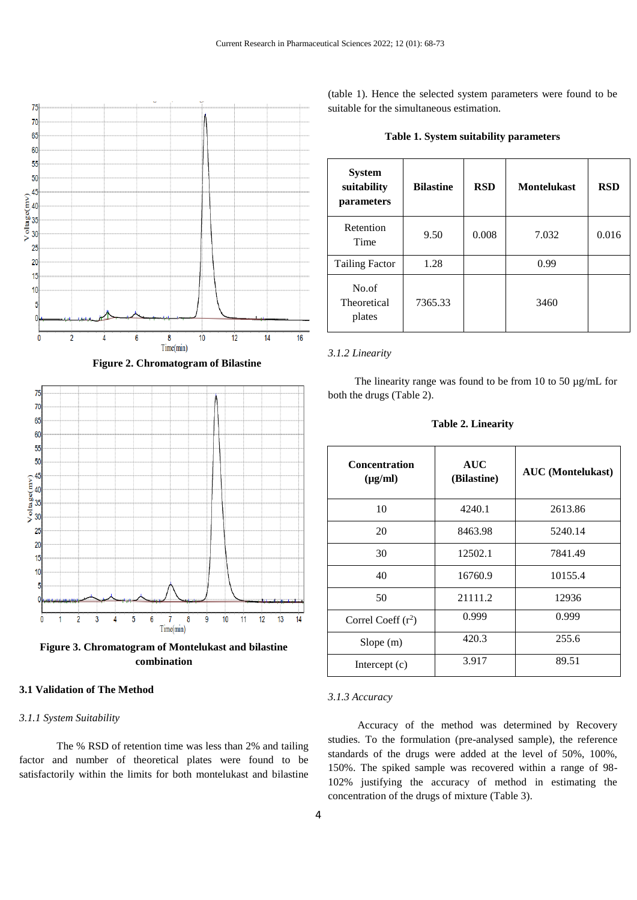Figure 2. Chromatogram of Bilastine

Figure 3. Chromatogram of Montelukast and bilastine combination

### 3.1 Validation of The Method

#### *3.1.1 System Suitability*

The % RSD of retention time was less than 2% and tailing factor and number of theoretical plates were found to be satisfactorily within the limits for both montelukast and bilastine (table 1). Hence the selected system parameters were found to be suitable for the simultaneous estimation.

**Table 1. System suitability parameters**

| System suitability parameters | Bilastine | RSD | Montelukast | RSD |
|---|---|---|---|---|
| Retention Time | 9.50 | 0.008 | 7.032 | 0.016 |
| Tailing Factor | 1.28 | | 0.99 | |
| No.of Theoretical plates | 7365.33 | | 3460 | |

#### *3.1.2 Linearity*

The linearity range was found to be from 10 to 50 µg/mL for both the drugs (Table 2).

**Table 2. Linearity**

| Concentration (µg/ml) | AUC (Bilastine) | AUC (Montelukast) |
|---|---|---|
| 10 | 4240.1 | 2613.86 |
| 20 | 8463.98 | 5240.14 |
| 30 | 12502.1 | 7841.49 |
| 40 | 16760.9 | 10155.4 |
| 50 | 21111.2 | 12936 |
| Correl Coeff ($r^2$) | 0.999 | 0.999 |
| Slope (m) | 420.3 | 255.6 |
| Intercept (c) | 3.917 | 89.51 |

#### *3.1.3 Accuracy*

Accuracy of the method was determined by Recovery studies. To the formulation (pre-analysed sample), the reference standards of the drugs were added at the level of 50%, 100%, 150%. The spiked sample was recovered within a range of 98-102% justifying the accuracy of method in estimating the concentration of the drugs of mixture (Table 3).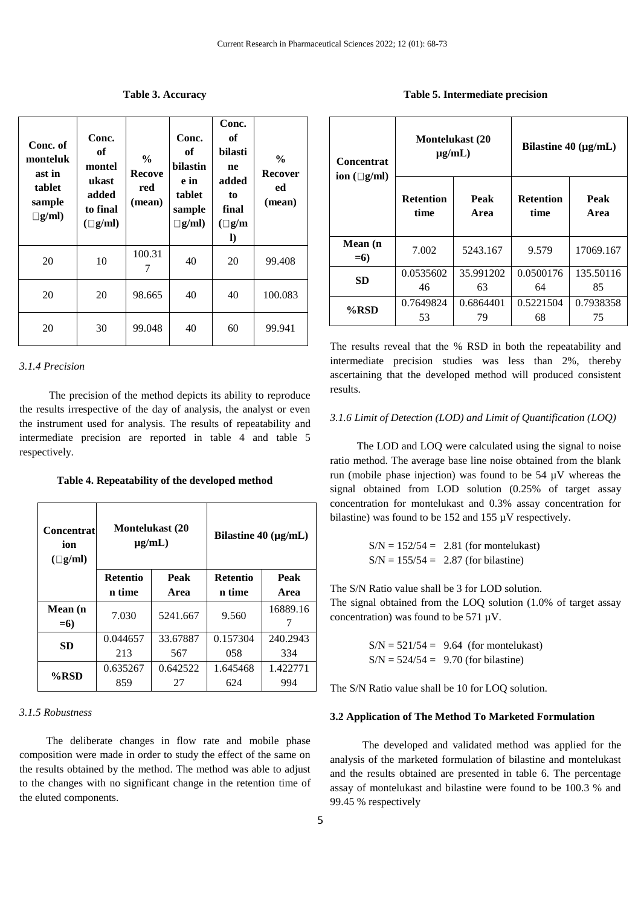**Table 3. Accuracy**

| Conc. of montelukast in tablet sample (□g/ml) | Conc. of montelukast added to final (□g/ml) | % Recovered (mean) | Conc. of bilastine in tablet sample (□g/ml) | Conc. of bilastine added to final (□g/ml) | % Recovered (mean) |
|---|---|---|---|---|---|
| 20 | 10 | 100.317 | 40 | 20 | 99.408 |
| 20 | 20 | 98.665 | 40 | 40 | 100.083 |
| 20 | 30 | 99.048 | 40 | 60 | 99.941 |

*3.1.4 Precision*

The precision of the method depicts its ability to reproduce the results irrespective of the day of analysis, the analyst or even the instrument used for analysis. The results of repeatability and intermediate precision are reported in table 4 and table 5 respectively.

**Table 4. Repeatability of the developed method**

| Concentration (□g/ml) | Montelukast (20 µg/mL) | | Bilastine 40 (µg/mL) | |
|---|---|---|---|---|
| | Retention time | Peak Area | Retention time | Peak Area |
| Mean (n =6) | 7.030 | 5241.667 | 9.560 | 16889.167 |
| SD | 0.044657213 | 33.67887567 | 0.157304058 | 240.2943334 |
| %RSD | 0.635267859 | 0.64252227 | 1.645468624 | 1.422771994 |

*3.1.5 Robustness*

The deliberate changes in flow rate and mobile phase composition were made in order to study the effect of the same on the results obtained by the method. The method was able to adjust to the changes with no significant change in the retention time of the eluted components.

**Table 5. Intermediate precision**

| Concentration (□g/ml) | Montelukast (20 µg/mL) | | Bilastine 40 (µg/mL) | |
|---|---|---|---|---|
| | Retention time | Peak Area | Retention time | Peak Area |
| Mean (n =6) | 7.002 | 5243.167 | 9.579 | 17069.167 |
| SD | 0.053560246 | 35.99120263 | 0.050017664 | 135.5011685 |
| %RSD | 0.764982453 | 0.686440179 | 0.522150468 | 0.793835875 |

The results reveal that the % RSD in both the repeatability and intermediate precision studies was less than 2%, thereby ascertaining that the developed method will produced consistent results.

*3.1.6 Limit of Detection (LOD) and Limit of Quantification (LOQ)*

The LOD and LOQ were calculated using the signal to noise ratio method. The average base line noise obtained from the blank run (mobile phase injection) was found to be 54 µV whereas the signal obtained from LOD solution (0.25% of target assay concentration for montelukast and 0.3% assay concentration for bilastine) was found to be 152 and 155 µV respectively.

$S/N = 152/54 = 2.81$ (for montelukast)
$S/N = 155/54 = 2.87$ (for bilastine)

The S/N Ratio value shall be 3 for LOD solution.
The signal obtained from the LOQ solution (1.0% of target assay concentration) was found to be 571 µV.

$S/N = 521/54 = 9.64$ (for montelukast)
$S/N = 524/54 = 9.70$ (for bilastine)

The S/N Ratio value shall be 10 for LOQ solution.

### 3.2 Application of The Method To Marketed Formulation

The developed and validated method was applied for the analysis of the marketed formulation of bilastine and montelukast and the results obtained are presented in table 6. The percentage assay of montelukast and bilastine were found to be 100.3 % and 99.45 % respectively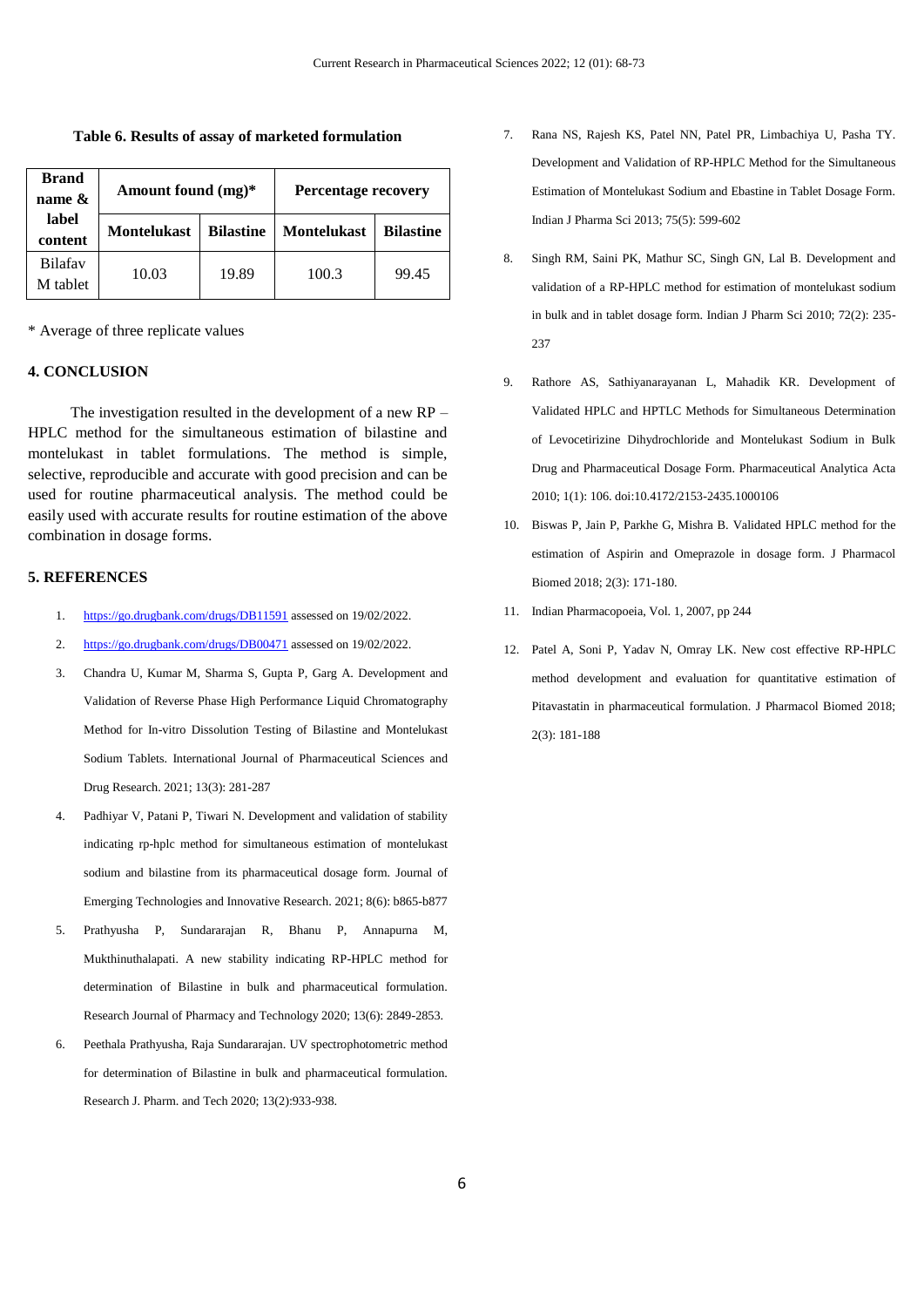**Table 6. Results of assay of marketed formulation**

| Brand name & label content | Amount found (mg)* | | Percentage recovery | |
|---|---|---|---|---|
| | Montelukast | Bilastine | Montelukast | Bilastine |
| Bilafav M tablet | 10.03 | 19.89 | 100.3 | 99.45 |

\* Average of three replicate values

## 4. CONCLUSION

The investigation resulted in the development of a new RP – HPLC method for the simultaneous estimation of bilastine and montelukast in tablet formulations. The method is simple, selective, reproducible and accurate with good precision and can be used for routine pharmaceutical analysis. The method could be easily used with accurate results for routine estimation of the above combination in dosage forms.

## 5. REFERENCES

1. https://go.drugbank.com/drugs/DB11591 assessed on 19/02/2022.
2. https://go.drugbank.com/drugs/DB00471 assessed on 19/02/2022.
3. Chandra U, Kumar M, Sharma S, Gupta P, Garg A. Development and Validation of Reverse Phase High Performance Liquid Chromatography Method for In-vitro Dissolution Testing of Bilastine and Montelukast Sodium Tablets. International Journal of Pharmaceutical Sciences and Drug Research. 2021; 13(3): 281-287
4. Padhiyar V, Patani P, Tiwari N. Development and validation of stability indicating rp-hplc method for simultaneous estimation of montelukast sodium and bilastine from its pharmaceutical dosage form. Journal of Emerging Technologies and Innovative Research. 2021; 8(6): b865-b877
5. Prathyusha P, Sundararajan R, Bhanu P, Annapurna M, Mukthinuthalapati. A new stability indicating RP-HPLC method for determination of Bilastine in bulk and pharmaceutical formulation. Research Journal of Pharmacy and Technology 2020; 13(6): 2849-2853.
6. Peethala Prathyusha, Raja Sundararajan. UV spectrophotometric method for determination of Bilastine in bulk and pharmaceutical formulation. Research J. Pharm. and Tech 2020; 13(2):933-938.
7. Rana NS, Rajesh KS, Patel NN, Patel PR, Limbachiya U, Pasha TY. Development and Validation of RP-HPLC Method for the Simultaneous Estimation of Montelukast Sodium and Ebastine in Tablet Dosage Form. Indian J Pharma Sci 2013; 75(5): 599-602
8. Singh RM, Saini PK, Mathur SC, Singh GN, Lal B. Development and validation of a RP-HPLC method for estimation of montelukast sodium in bulk and in tablet dosage form. Indian J Pharm Sci 2010; 72(2): 235-237
9. Rathore AS, Sathiyanarayanan L, Mahadik KR. Development of Validated HPLC and HPTLC Methods for Simultaneous Determination of Levocetirizine Dihydrochloride and Montelukast Sodium in Bulk Drug and Pharmaceutical Dosage Form. Pharmaceutical Analytica Acta 2010; 1(1): 106. doi:10.4172/2153-2435.1000106
10. Biswas P, Jain P, Parkhe G, Mishra B. Validated HPLC method for the estimation of Aspirin and Omeprazole in dosage form. J Pharmacol Biomed 2018; 2(3): 171-180.
11. Indian Pharmacopoeia, Vol. 1, 2007, pp 244
12. Patel A, Soni P, Yadav N, Omray LK. New cost effective RP-HPLC method development and evaluation for quantitative estimation of Pitavastatin in pharmaceutical formulation. J Pharmacol Biomed 2018; 2(3): 181-188